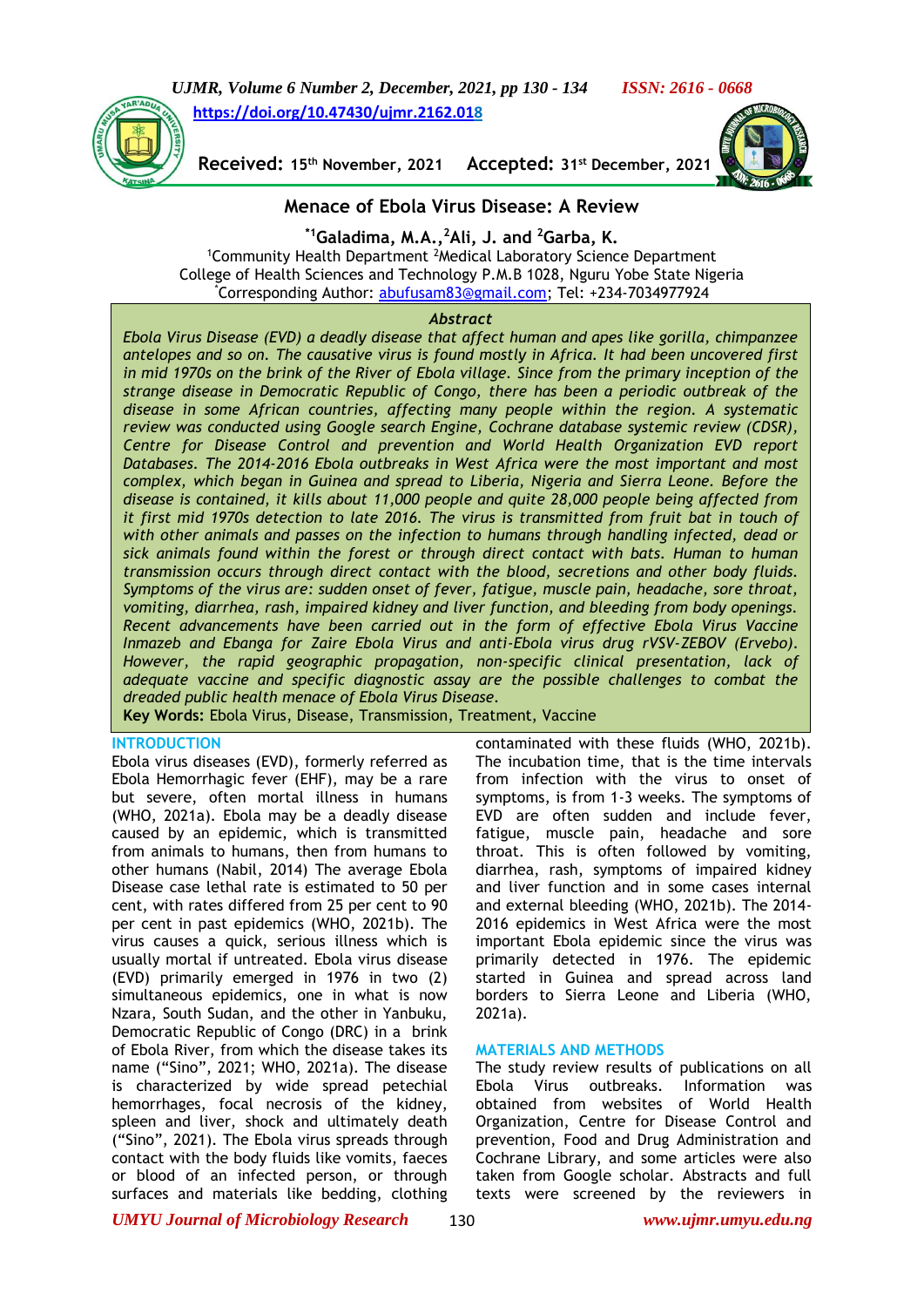https://doi.org/10.47430/ujmr.2162.018

**Received:** 15th November, 2021 **Accepted:** 31st December, 2021

# Menace of Ebola Virus Disease: A Review

**[*1]Galadima, M.A.,[2]Ali, J. and [2]Garba, K.**

[1]Community Health Department [2]Medical Laboratory Science Department
College of Health Sciences and Technology P.M.B 1028, Nguru Yobe State Nigeria
[*]Corresponding Author: abufusam83@gmail.com; Tel: +234-7034977924

### *Abstract*

*Ebola Virus Disease (EVD) a deadly disease that affect human and apes like gorilla, chimpanzee antelopes and so on. The causative virus is found mostly in Africa. It had been uncovered first in mid 1970s on the brink of the River of Ebola village. Since from the primary inception of the strange disease in Democratic Republic of Congo, there has been a periodic outbreak of the disease in some African countries, affecting many people within the region. A systematic review was conducted using Google search Engine, Cochrane database systemic review (CDSR), Centre for Disease Control and prevention and World Health Organization EVD report Databases. The 2014-2016 Ebola outbreaks in West Africa were the most important and most complex, which began in Guinea and spread to Liberia, Nigeria and Sierra Leone. Before the disease is contained, it kills about 11,000 people and quite 28,000 people being affected from it first mid 1970s detection to late 2016. The virus is transmitted from fruit bat in touch of with other animals and passes on the infection to humans through handling infected, dead or sick animals found within the forest or through direct contact with bats. Human to human transmission occurs through direct contact with the blood, secretions and other body fluids. Symptoms of the virus are: sudden onset of fever, fatigue, muscle pain, headache, sore throat, vomiting, diarrhea, rash, impaired kidney and liver function, and bleeding from body openings. Recent advancements have been carried out in the form of effective Ebola Virus Vaccine Inmazeb and Ebanga for Zaire Ebola Virus and anti-Ebola virus drug rVSV-ZEBOV (Ervebo). However, the rapid geographic propagation, non-specific clinical presentation, lack of adequate vaccine and specific diagnostic assay are the possible challenges to combat the dreaded public health menace of Ebola Virus Disease.*

**Key Words:** Ebola Virus, Disease, Transmission, Treatment, Vaccine

## INTRODUCTION

Ebola virus diseases (EVD), formerly referred as Ebola Hemorrhagic fever (EHF), may be a rare but severe, often mortal illness in humans (WHO, 2021a). Ebola may be a deadly disease caused by an epidemic, which is transmitted from animals to humans, then from humans to other humans (Nabil, 2014) The average Ebola Disease case lethal rate is estimated to 50 per cent, with rates differed from 25 per cent to 90 per cent in past epidemics (WHO, 2021b). The virus causes a quick, serious illness which is usually mortal if untreated. Ebola virus disease (EVD) primarily emerged in 1976 in two (2) simultaneous epidemics, one in what is now Nzara, South Sudan, and the other in Yanbuku, Democratic Republic of Congo (DRC) in a brink of Ebola River, from which the disease takes its name ("Sino", 2021; WHO, 2021a). The disease is characterized by wide spread petechial hemorrhages, focal necrosis of the kidney, spleen and liver, shock and ultimately death ("Sino", 2021). The Ebola virus spreads through contact with the body fluids like vomits, faeces or blood of an infected person, or through surfaces and materials like bedding, clothing contaminated with these fluids (WHO, 2021b). The incubation time, that is the time intervals from infection with the virus to onset of symptoms, is from 1-3 weeks. The symptoms of EVD are often sudden and include fever, fatigue, muscle pain, headache and sore throat. This is often followed by vomiting, diarrhea, rash, symptoms of impaired kidney and liver function and in some cases internal and external bleeding (WHO, 2021b). The 2014-2016 epidemics in West Africa were the most important Ebola epidemic since the virus was primarily detected in 1976. The epidemic started in Guinea and spread across land borders to Sierra Leone and Liberia (WHO, 2021a).

## MATERIALS AND METHODS

The study review results of publications on all Ebola Virus outbreaks. Information was obtained from websites of World Health Organization, Centre for Disease Control and prevention, Food and Drug Administration and Cochrane Library, and some articles were also taken from Google scholar. Abstracts and full texts were screened by the reviewers in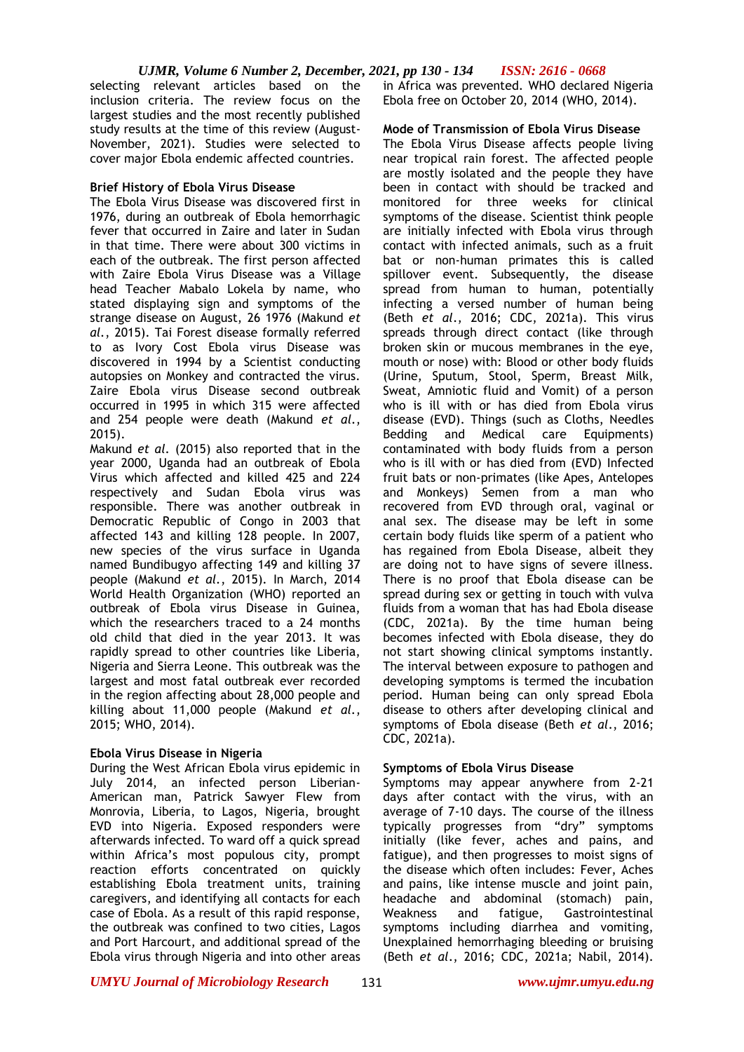selecting relevant articles based on the inclusion criteria. The review focus on the largest studies and the most recently published study results at the time of this review (August-November, 2021). Studies were selected to cover major Ebola endemic affected countries.

### Brief History of Ebola Virus Disease

The Ebola Virus Disease was discovered first in 1976, during an outbreak of Ebola hemorrhagic fever that occurred in Zaire and later in Sudan in that time. There were about 300 victims in each of the outbreak. The first person affected with Zaire Ebola Virus Disease was a Village head Teacher Mabalo Lokela by name, who stated displaying sign and symptoms of the strange disease on August, 26 1976 (Makund *et al.*, 2015). Tai Forest disease formally referred to as Ivory Cost Ebola virus Disease was discovered in 1994 by a Scientist conducting autopsies on Monkey and contracted the virus. Zaire Ebola virus Disease second outbreak occurred in 1995 in which 315 were affected and 254 people were death (Makund *et al.*, 2015).

Makund *et al.* (2015) also reported that in the year 2000, Uganda had an outbreak of Ebola Virus which affected and killed 425 and 224 respectively and Sudan Ebola virus was responsible. There was another outbreak in Democratic Republic of Congo in 2003 that affected 143 and killing 128 people. In 2007, new species of the virus surface in Uganda named Bundibugyo affecting 149 and killing 37 people (Makund *et al.*, 2015). In March, 2014 World Health Organization (WHO) reported an outbreak of Ebola virus Disease in Guinea, which the researchers traced to a 24 months old child that died in the year 2013. It was rapidly spread to other countries like Liberia, Nigeria and Sierra Leone. This outbreak was the largest and most fatal outbreak ever recorded in the region affecting about 28,000 people and killing about 11,000 people (Makund *et al.*, 2015; WHO, 2014).

### Ebola Virus Disease in Nigeria

During the West African Ebola virus epidemic in July 2014, an infected person Liberian-American man, Patrick Sawyer Flew from Monrovia, Liberia, to Lagos, Nigeria, brought EVD into Nigeria. Exposed responders were afterwards infected. To ward off a quick spread within Africa's most populous city, prompt reaction efforts concentrated on quickly establishing Ebola treatment units, training caregivers, and identifying all contacts for each case of Ebola. As a result of this rapid response, the outbreak was confined to two cities, Lagos and Port Harcourt, and additional spread of the Ebola virus through Nigeria and into other areas in Africa was prevented. WHO declared Nigeria Ebola free on October 20, 2014 (WHO, 2014).

### Mode of Transmission of Ebola Virus Disease

The Ebola Virus Disease affects people living near tropical rain forest. The affected people are mostly isolated and the people they have been in contact with should be tracked and monitored for three weeks for clinical symptoms of the disease. Scientist think people are initially infected with Ebola virus through contact with infected animals, such as a fruit bat or non-human primates this is called spillover event. Subsequently, the disease spread from human to human, potentially infecting a versed number of human being (Beth *et al.*, 2016; CDC, 2021a). This virus spreads through direct contact (like through broken skin or mucous membranes in the eye, mouth or nose) with: Blood or other body fluids (Urine, Sputum, Stool, Sperm, Breast Milk, Sweat, Amniotic fluid and Vomit) of a person who is ill with or has died from Ebola virus disease (EVD). Things (such as Cloths, Needles Bedding and Medical care Equipments) contaminated with body fluids from a person who is ill with or has died from (EVD) Infected fruit bats or non-primates (like Apes, Antelopes and Monkeys) Semen from a man who recovered from EVD through oral, vaginal or anal sex. The disease may be left in some certain body fluids like sperm of a patient who has regained from Ebola Disease, albeit they are doing not to have signs of severe illness. There is no proof that Ebola disease can be spread during sex or getting in touch with vulva fluids from a woman that has had Ebola disease (CDC, 2021a). By the time human being becomes infected with Ebola disease, they do not start showing clinical symptoms instantly. The interval between exposure to pathogen and developing symptoms is termed the incubation period. Human being can only spread Ebola disease to others after developing clinical and symptoms of Ebola disease (Beth *et al.*, 2016; CDC, 2021a).

### Symptoms of Ebola Virus Disease

Symptoms may appear anywhere from 2-21 days after contact with the virus, with an average of 7-10 days. The course of the illness typically progresses from "dry" symptoms initially (like fever, aches and pains, and fatigue), and then progresses to moist signs of the disease which often includes: Fever, Aches and pains, like intense muscle and joint pain, headache and abdominal (stomach) pain, Weakness and fatigue, Gastrointestinal symptoms including diarrhea and vomiting, Unexplained hemorrhaging bleeding or bruising (Beth *et al.*, 2016; CDC, 2021a; Nabil, 2014).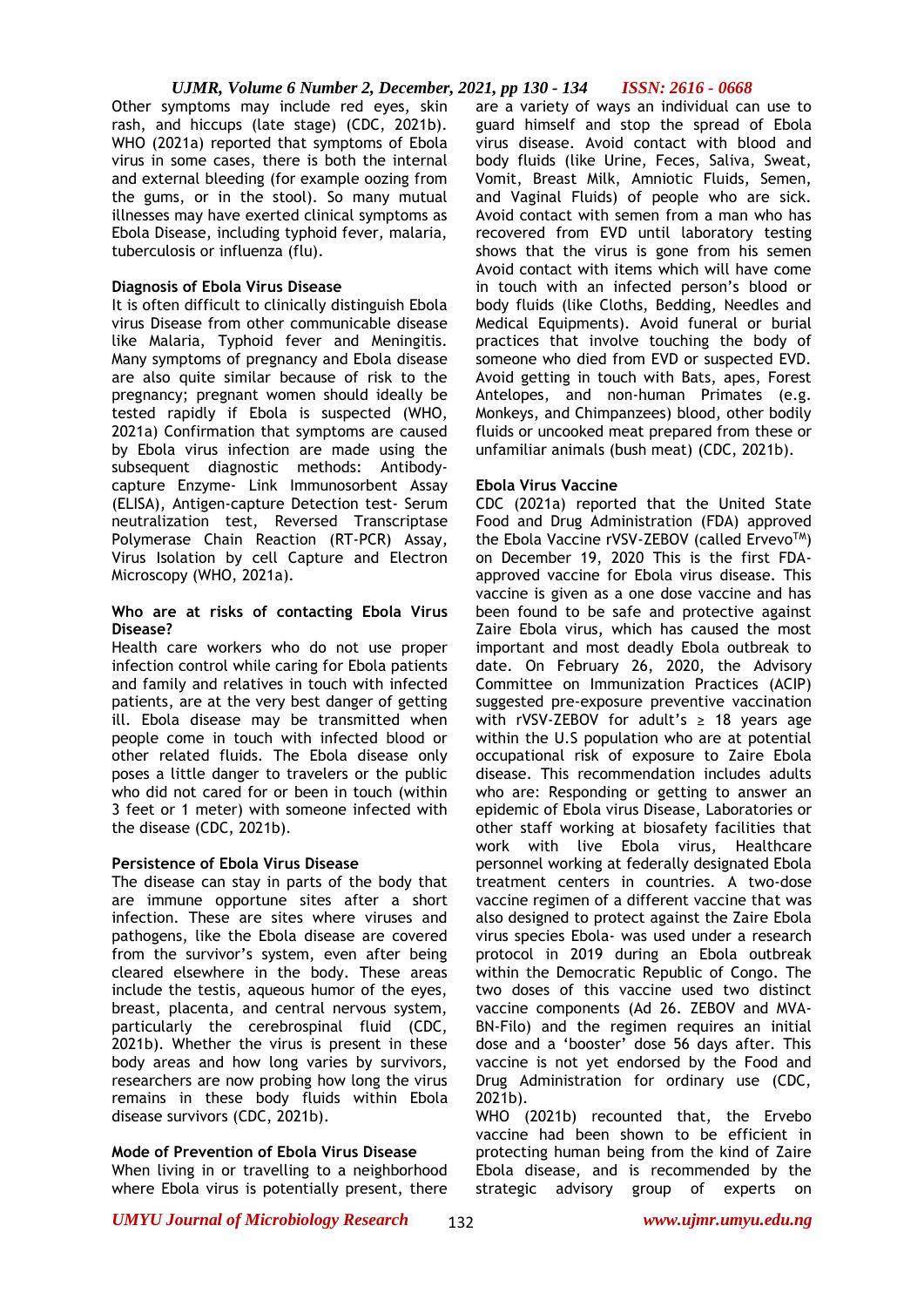Other symptoms may include red eyes, skin rash, and hiccups (late stage) (CDC, 2021b). WHO (2021a) reported that symptoms of Ebola virus in some cases, there is both the internal and external bleeding (for example oozing from the gums, or in the stool). So many mutual illnesses may have exerted clinical symptoms as Ebola Disease, including typhoid fever, malaria, tuberculosis or influenza (flu).

**Diagnosis of Ebola Virus Disease**

It is often difficult to clinically distinguish Ebola virus Disease from other communicable disease like Malaria, Typhoid fever and Meningitis. Many symptoms of pregnancy and Ebola disease are also quite similar because of risk to the pregnancy; pregnant women should ideally be tested rapidly if Ebola is suspected (WHO, 2021a) Confirmation that symptoms are caused by Ebola virus infection are made using the subsequent diagnostic methods: Antibody-capture Enzyme- Link Immunosorbent Assay (ELISA), Antigen-capture Detection test- Serum neutralization test, Reversed Transcriptase Polymerase Chain Reaction (RT-PCR) Assay, Virus Isolation by cell Capture and Electron Microscopy (WHO, 2021a).

**Who are at risks of contacting Ebola Virus Disease?**

Health care workers who do not use proper infection control while caring for Ebola patients and family and relatives in touch with infected patients, are at the very best danger of getting ill. Ebola disease may be transmitted when people come in touch with infected blood or other related fluids. The Ebola disease only poses a little danger to travelers or the public who did not cared for or been in touch (within 3 feet or 1 meter) with someone infected with the disease (CDC, 2021b).

**Persistence of Ebola Virus Disease**

The disease can stay in parts of the body that are immune opportune sites after a short infection. These are sites where viruses and pathogens, like the Ebola disease are covered from the survivor's system, even after being cleared elsewhere in the body. These areas include the testis, aqueous humor of the eyes, breast, placenta, and central nervous system, particularly the cerebrospinal fluid (CDC, 2021b). Whether the virus is present in these body areas and how long varies by survivors, researchers are now probing how long the virus remains in these body fluids within Ebola disease survivors (CDC, 2021b).

**Mode of Prevention of Ebola Virus Disease**

When living in or travelling to a neighborhood where Ebola virus is potentially present, there are a variety of ways an individual can use to guard himself and stop the spread of Ebola virus disease. Avoid contact with blood and body fluids (like Urine, Feces, Saliva, Sweat, Vomit, Breast Milk, Amniotic Fluids, Semen, and Vaginal Fluids) of people who are sick. Avoid contact with semen from a man who has recovered from EVD until laboratory testing shows that the virus is gone from his semen Avoid contact with items which will have come in touch with an infected person's blood or body fluids (like Cloths, Bedding, Needles and Medical Equipments). Avoid funeral or burial practices that involve touching the body of someone who died from EVD or suspected EVD. Avoid getting in touch with Bats, apes, Forest Antelopes, and non-human Primates (e.g. Monkeys, and Chimpanzees) blood, other bodily fluids or uncooked meat prepared from these or unfamiliar animals (bush meat) (CDC, 2021b).

**Ebola Virus Vaccine**

CDC (2021a) reported that the United State Food and Drug Administration (FDA) approved the Ebola Vaccine rVSV-ZEBOV (called Ervevo™) on December 19, 2020 This is the first FDA-approved vaccine for Ebola virus disease. This vaccine is given as a one dose vaccine and has been found to be safe and protective against Zaire Ebola virus, which has caused the most important and most deadly Ebola outbreak to date. On February 26, 2020, the Advisory Committee on Immunization Practices (ACIP) suggested pre-exposure preventive vaccination with rVSV-ZEBOV for adult's $\geq$ 18 years age within the U.S population who are at potential occupational risk of exposure to Zaire Ebola disease. This recommendation includes adults who are: Responding or getting to answer an epidemic of Ebola virus Disease, Laboratories or other staff working at biosafety facilities that work with live Ebola virus, Healthcare personnel working at federally designated Ebola treatment centers in countries. A two-dose vaccine regimen of a different vaccine that was also designed to protect against the Zaire Ebola virus species Ebola- was used under a research protocol in 2019 during an Ebola outbreak within the Democratic Republic of Congo. The two doses of this vaccine used two distinct vaccine components (Ad 26. ZEBOV and MVA-BN-Filo) and the regimen requires an initial dose and a 'booster' dose 56 days after. This vaccine is not yet endorsed by the Food and Drug Administration for ordinary use (CDC, 2021b).

WHO (2021b) recounted that, the Ervebo vaccine had been shown to be efficient in protecting human being from the kind of Zaire Ebola disease, and is recommended by the strategic advisory group of experts on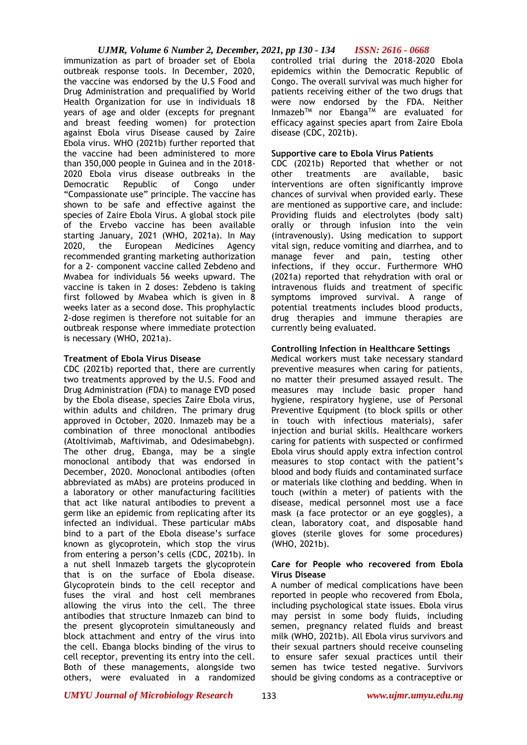immunization as part of broader set of Ebola outbreak response tools. In December, 2020, the vaccine was endorsed by the U.S Food and Drug Administration and prequalified by World Health Organization for use in individuals 18 years of age and older (excepts for pregnant and breast feeding women) for protection against Ebola virus Disease caused by Zaire Ebola virus. WHO (2021b) further reported that the vaccine had been administered to more than 350,000 people in Guinea and in the 2018-2020 Ebola virus disease outbreaks in the Democratic Republic of Congo under "Compassionate use" principle. The vaccine has shown to be safe and effective against the species of Zaire Ebola Virus. A global stock pile of the Ervebo vaccine has been available starting January, 2021 (WHO, 2021a). In May 2020, the European Medicines Agency recommended granting marketing authorization for a 2- component vaccine called Zebdeno and Mvabea for individuals 56 weeks upward. The vaccine is taken in 2 doses: Zebdeno is taking first followed by Mvabea which is given in 8 weeks later as a second dose. This prophylactic 2-dose regimen is therefore not suitable for an outbreak response where immediate protection is necessary (WHO, 2021a).

**Treatment of Ebola Virus Disease**

CDC (2021b) reported that, there are currently two treatments approved by the U.S. Food and Drug Administration (FDA) to manage EVD posed by the Ebola disease, species Zaire Ebola virus, within adults and children. The primary drug approved in October, 2020. Inmazeb may be a combination of three monoclonal antibodies (Atoltivimab, Maftivimab, and Odesimabebgn). The other drug, Ebanga, may be a single monoclonal antibody that was endorsed in December, 2020. Monoclonal antibodies (often abbreviated as mAbs) are proteins produced in a laboratory or other manufacturing facilities that act like natural antibodies to prevent a germ like an epidemic from replicating after its infected an individual. These particular mAbs bind to a part of the Ebola disease's surface known as glycoprotein, which stop the virus from entering a person's cells (CDC, 2021b). In a nut shell Inmazeb targets the glycoprotein that is on the surface of Ebola disease. Glycoprotein binds to the cell receptor and fuses the viral and host cell membranes allowing the virus into the cell. The three antibodies that structure Inmazeb can bind to the present glycoprotein simultaneously and block attachment and entry of the virus into the cell. Ebanga blocks binding of the virus to cell receptor, preventing its entry into the cell. Both of these managements, alongside two others, were evaluated in a randomized controlled trial during the 2018-2020 Ebola epidemics within the Democratic Republic of Congo. The overall survival was much higher for patients receiving either of the two drugs that were now endorsed by the FDA. Neither Inmazeb™ nor Ebanga™ are evaluated for efficacy against species apart from Zaire Ebola disease (CDC, 2021b).

**Supportive care to Ebola Virus Patients**

CDC (2021b) Reported that whether or not other treatments are available, basic interventions are often significantly improve chances of survival when provided early. These are mentioned as supportive care, and include: Providing fluids and electrolytes (body salt) orally or through infusion into the vein (intravenously). Using medication to support vital sign, reduce vomiting and diarrhea, and to manage fever and pain, testing other infections, if they occur. Furthermore WHO (2021a) reported that rehydration with oral or intravenous fluids and treatment of specific symptoms improved survival. A range of potential treatments includes blood products, drug therapies and immune therapies are currently being evaluated.

**Controlling Infection in Healthcare Settings**

Medical workers must take necessary standard preventive measures when caring for patients, no matter their presumed assayed result. The measures may include basic proper hand hygiene, respiratory hygiene, use of Personal Preventive Equipment (to block spills or other in touch with infectious materials), safer injection and burial skills. Healthcare workers caring for patients with suspected or confirmed Ebola virus should apply extra infection control measures to stop contact with the patient's blood and body fluids and contaminated surface or materials like clothing and bedding. When in touch (within a meter) of patients with the disease, medical personnel most use a face mask (a face protector or an eye goggles), a clean, laboratory coat, and disposable hand gloves (sterile gloves for some procedures) (WHO, 2021b).

**Care for People who recovered from Ebola Virus Disease**

A number of medical complications have been reported in people who recovered from Ebola, including psychological state issues. Ebola virus may persist in some body fluids, including semen, pregnancy related fluids and breast milk (WHO, 2021b). All Ebola virus survivors and their sexual partners should receive counseling to ensure safer sexual practices until their semen has twice tested negative. Survivors should be giving condoms as a contraceptive or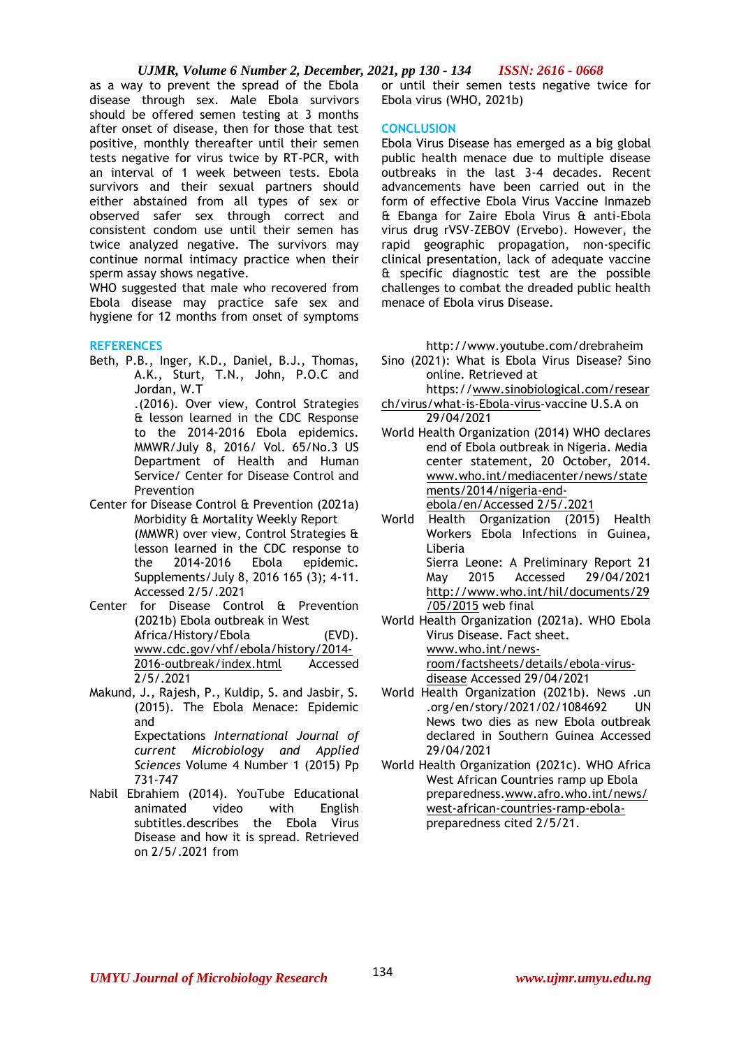as a way to prevent the spread of the Ebola disease through sex. Male Ebola survivors should be offered semen testing at 3 months after onset of disease, then for those that test positive, monthly thereafter until their semen tests negative for virus twice by RT-PCR, with an interval of 1 week between tests. Ebola survivors and their sexual partners should either abstained from all types of sex or observed safer sex through correct and consistent condom use until their semen has twice analyzed negative. The survivors may continue normal intimacy practice when their sperm assay shows negative.

WHO suggested that male who recovered from Ebola disease may practice safe sex and hygiene for 12 months from onset of symptoms or until their semen tests negative twice for Ebola virus (WHO, 2021b)

## CONCLUSION

Ebola Virus Disease has emerged as a big global public health menace due to multiple disease outbreaks in the last 3-4 decades. Recent advancements have been carried out in the form of effective Ebola Virus Vaccine Inmazeb & Ebanga for Zaire Ebola Virus & anti-Ebola virus drug rVSV-ZEBOV (Ervebo). However, the rapid geographic propagation, non-specific clinical presentation, lack of adequate vaccine & specific diagnostic test are the possible challenges to combat the dreaded public health menace of Ebola virus Disease.

## REFERENCES

Beth, P.B., Inger, K.D., Daniel, B.J., Thomas, A.K., Sturt, T.N., John, P.O.C and Jordan, W.T .(2016). Over view, Control Strategies & lesson learned in the CDC Response to the 2014-2016 Ebola epidemics. MMWR/July 8, 2016/ Vol. 65/No.3 US Department of Health and Human Service/ Center for Disease Control and Prevention

Center for Disease Control & Prevention (2021a) Morbidity & Mortality Weekly Report (MMWR) over view, Control Strategies & lesson learned in the CDC response to the 2014-2016 Ebola epidemic. Supplements/July 8, 2016 165 (3); 4-11. Accessed 2/5/.2021

Center for Disease Control & Prevention (2021b) Ebola outbreak in West Africa/History/Ebola (EVD). www.cdc.gov/vhf/ebola/history/2014-2016-outbreak/index.html Accessed 2/5/.2021

Makund, J., Rajesh, P., Kuldip, S. and Jasbir, S. (2015). The Ebola Menace: Epidemic and Expectations *International Journal of current Microbiology and Applied Sciences* Volume 4 Number 1 (2015) Pp 731-747

Nabil Ebrahiem (2014). YouTube Educational animated video with English subtitles.describes the Ebola Virus Disease and how it is spread. Retrieved on 2/5/.2021 from http://www.youtube.com/drebraheim

Sino (2021): What is Ebola Virus Disease? Sino online. Retrieved at https://www.sinobiological.com/research/virus/what-is-Ebola-virus-vaccine U.S.A on 29/04/2021

World Health Organization (2014) WHO declares end of Ebola outbreak in Nigeria. Media center statement, 20 October, 2014. www.who.int/mediacenter/news/statements/2014/nigeria-end-ebola/en/Accessed 2/5/.2021

World Health Organization (2015) Health Workers Ebola Infections in Guinea, Liberia Sierra Leone: A Preliminary Report 21 May 2015 Accessed 29/04/2021 http://www.who.int/hil/documents/29/05/2015 web final

World Health Organization (2021a). WHO Ebola Virus Disease. Fact sheet. www.who.int/news-room/factsheets/details/ebola-virus-disease Accessed 29/04/2021

World Health Organization (2021b). News .un .org/en/story/2021/02/1084692 UN News two dies as new Ebola outbreak declared in Southern Guinea Accessed 29/04/2021

World Health Organization (2021c). WHO Africa West African Countries ramp up Ebola preparedness.www.afro.who.int/news/west-african-countries-ramp-ebola-preparedness cited 2/5/21.